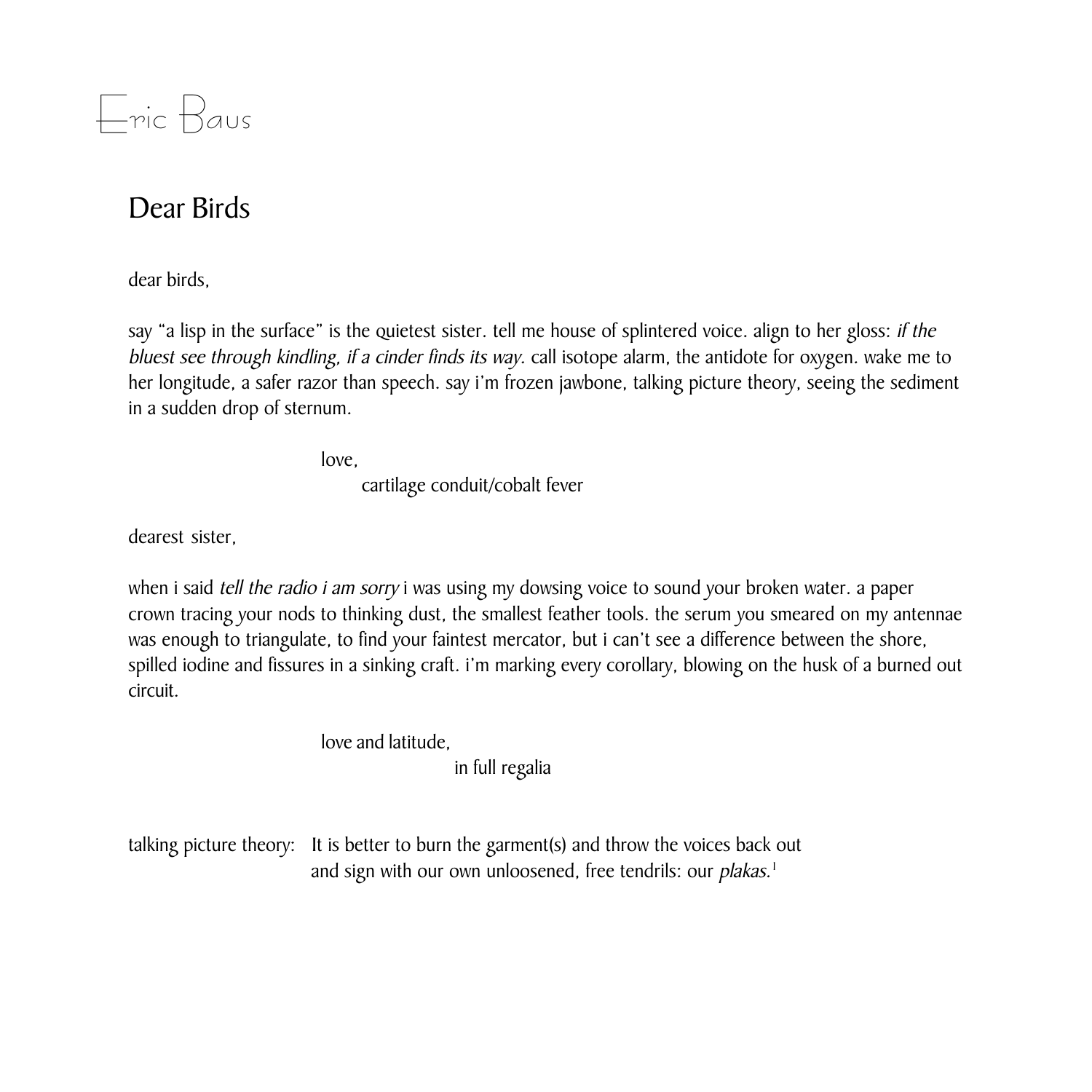Eric Baus

# Dear Birds

dear birds,

say “a lisp in the surface” is the quietest sister. tell me house of splintered voice. align to her gloss: *if the bluest see through kindling, if a cinder finds its way*. call isotope alarm, the antidote for oxygen. wake me to her longitude, a safer razor than speech. say i’m frozen jawbone, talking picture theory, seeing the sediment in a sudden drop of sternum.

love,
cartilage conduit/cobalt fever

dearest sister,

when i said *tell the radio i am sorry* i was using my dowsing voice to sound your broken water. a paper crown tracing your nods to thinking dust, the smallest feather tools. the serum you smeared on my antennae was enough to triangulate, to find your faintest mercator, but i can’t see a difference between the shore, spilled iodine and fissures in a sinking craft. i’m marking every corollary, blowing on the husk of a burned out circuit.

love and latitude,
in full regalia

talking picture theory: It is better to burn the garment(s) and throw the voices back out and sign with our own unloosened, free tendrils: our *plakas*.[1]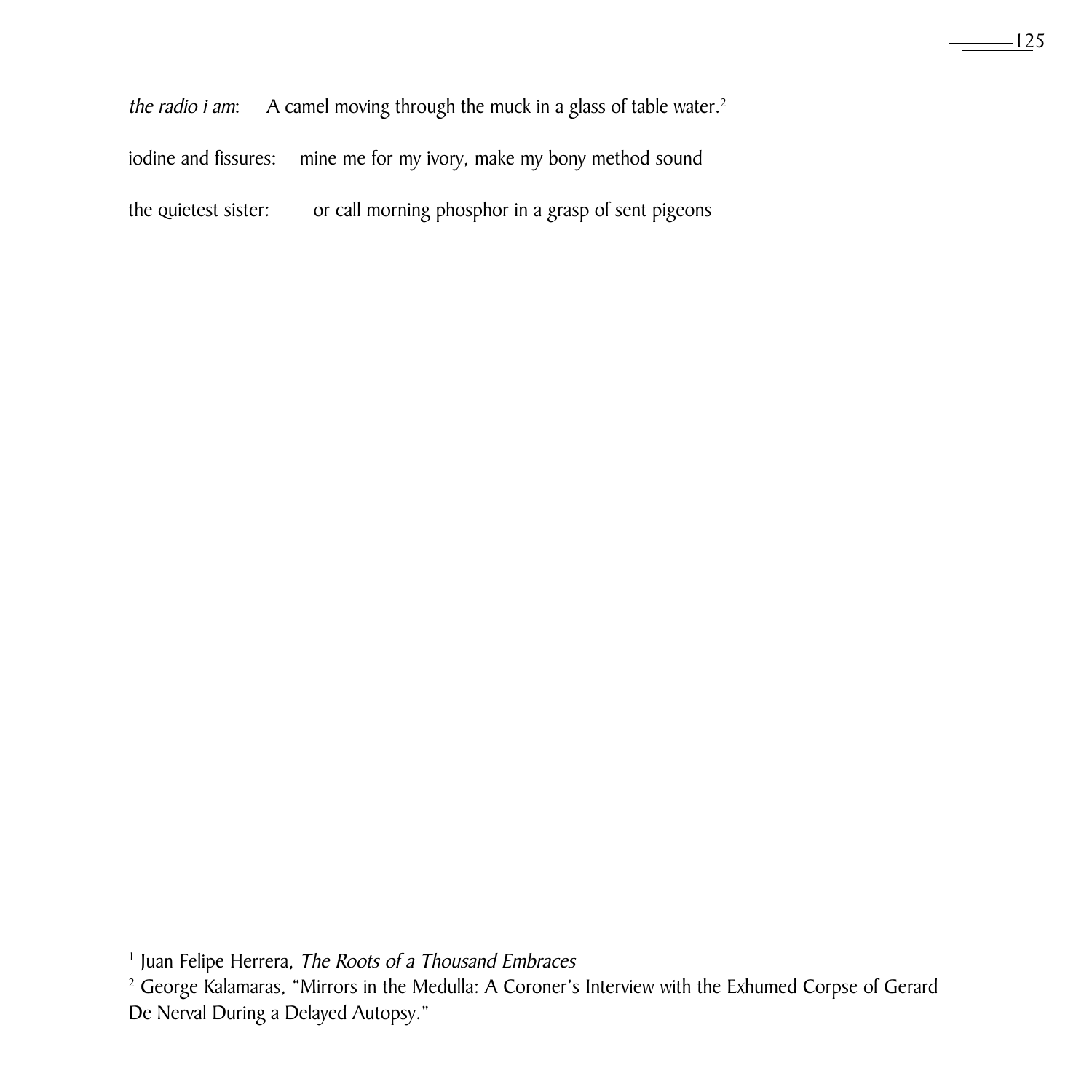*the radio i am*: A camel moving through the muck in a glass of table water.[2]

iodine and fissures: mine me for my ivory, make my bony method sound

the quietest sister: or call morning phosphor in a grasp of sent pigeons

[1] Juan Felipe Herrera, *The Roots of a Thousand Embraces*

[2] George Kalamaras, "Mirrors in the Medulla: A Coroner's Interview with the Exhumed Corpse of Gerard De Nerval During a Delayed Autopsy."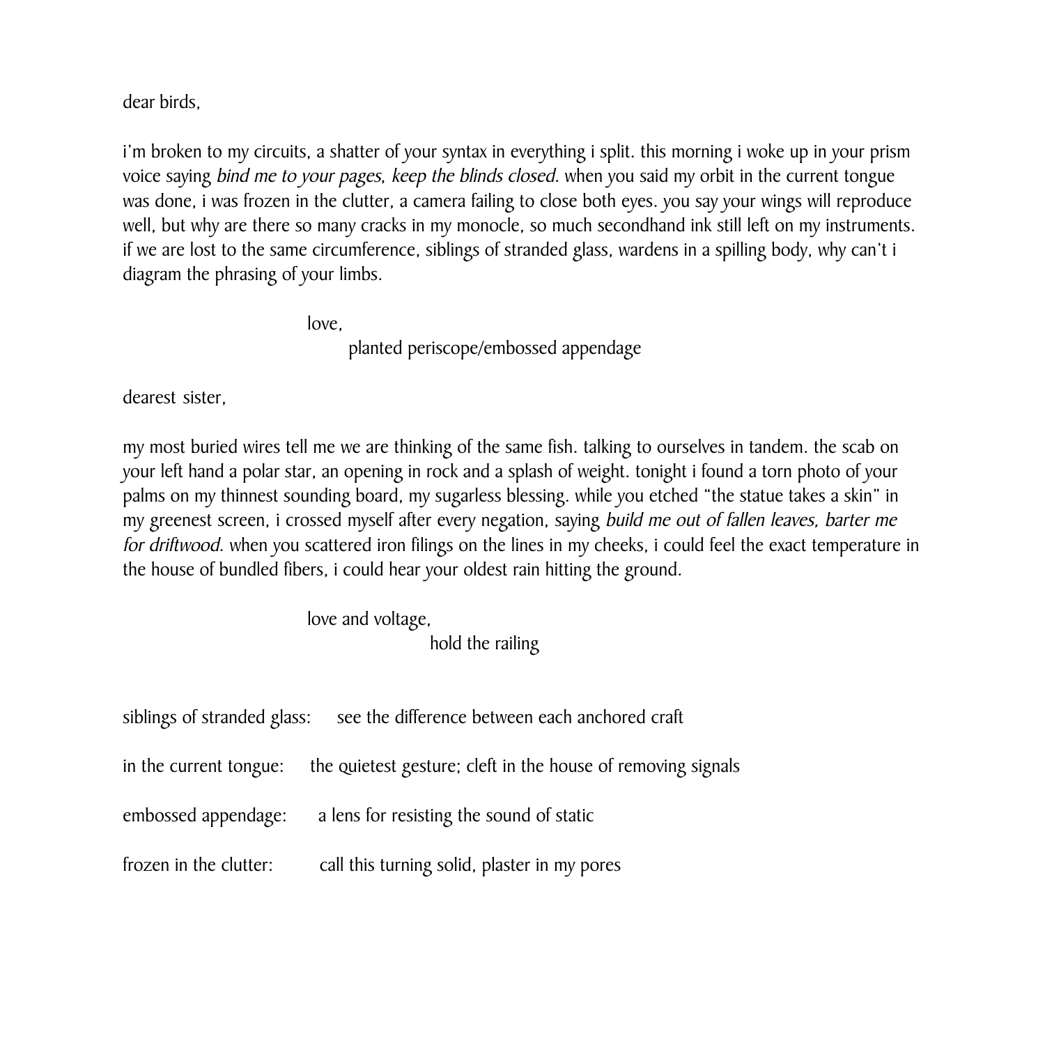dear birds,

i'm broken to my circuits, a shatter of your syntax in everything i split. this morning i woke up in your prism voice saying *bind me to your pages, keep the blinds closed.* when you said my orbit in the current tongue was done, i was frozen in the clutter, a camera failing to close both eyes. you say your wings will reproduce well, but why are there so many cracks in my monocle, so much secondhand ink still left on my instruments. if we are lost to the same circumference, siblings of stranded glass, wardens in a spilling body, why can't i diagram the phrasing of your limbs.

love,
planted periscope/embossed appendage

dearest sister,

my most buried wires tell me we are thinking of the same fish. talking to ourselves in tandem. the scab on your left hand a polar star, an opening in rock and a splash of weight. tonight i found a torn photo of your palms on my thinnest sounding board, my sugarless blessing. while you etched "the statue takes a skin" in my greenest screen, i crossed myself after every negation, saying *build me out of fallen leaves, barter me for driftwood.* when you scattered iron filings on the lines in my cheeks, i could feel the exact temperature in the house of bundled fibers, i could hear your oldest rain hitting the ground.

love and voltage,
hold the railing

siblings of stranded glass: see the difference between each anchored craft

in the current tongue: the quietest gesture; cleft in the house of removing signals

embossed appendage: a lens for resisting the sound of static

frozen in the clutter: call this turning solid, plaster in my pores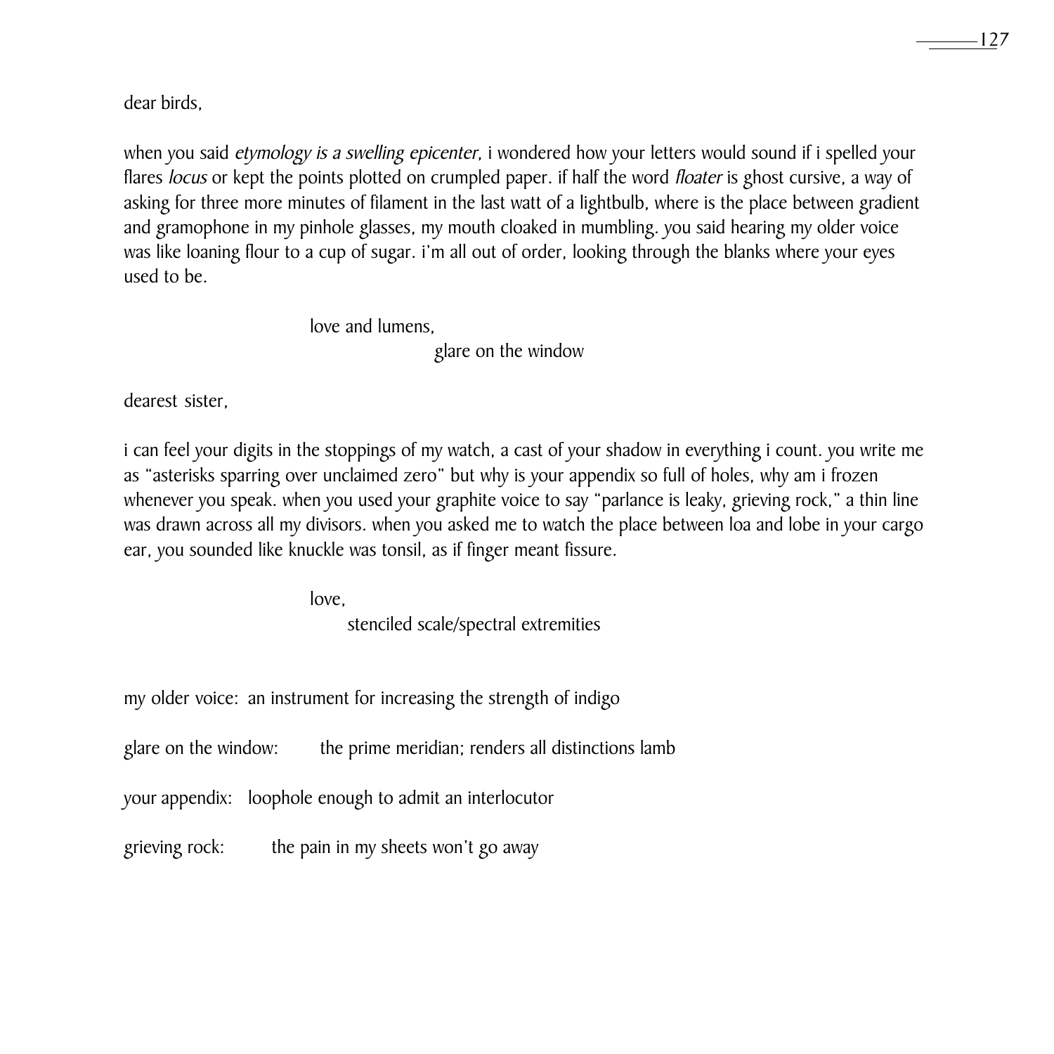dear birds,

when you said *etymology is a swelling epicenter*, i wondered how your letters would sound if i spelled your flares *locus* or kept the points plotted on crumpled paper. if half the word *floater* is ghost cursive, a way of asking for three more minutes of filament in the last watt of a lightbulb, where is the place between gradient and gramophone in my pinhole glasses, my mouth cloaked in mumbling. you said hearing my older voice was like loaning flour to a cup of sugar. i'm all out of order, looking through the blanks where your eyes used to be.

love and lumens,
glare on the window

dearest sister,

i can feel your digits in the stoppings of my watch, a cast of your shadow in everything i count. you write me as "asterisks sparring over unclaimed zero" but why is your appendix so full of holes, why am i frozen whenever you speak. when you used your graphite voice to say "parlance is leaky, grieving rock," a thin line was drawn across all my divisors. when you asked me to watch the place between loa and lobe in your cargo ear, you sounded like knuckle was tonsil, as if finger meant fissure.

love,
stenciled scale/spectral extremities

my older voice: an instrument for increasing the strength of indigo

glare on the window: the prime meridian; renders all distinctions lamb

your appendix: loophole enough to admit an interlocutor

grieving rock: the pain in my sheets won't go away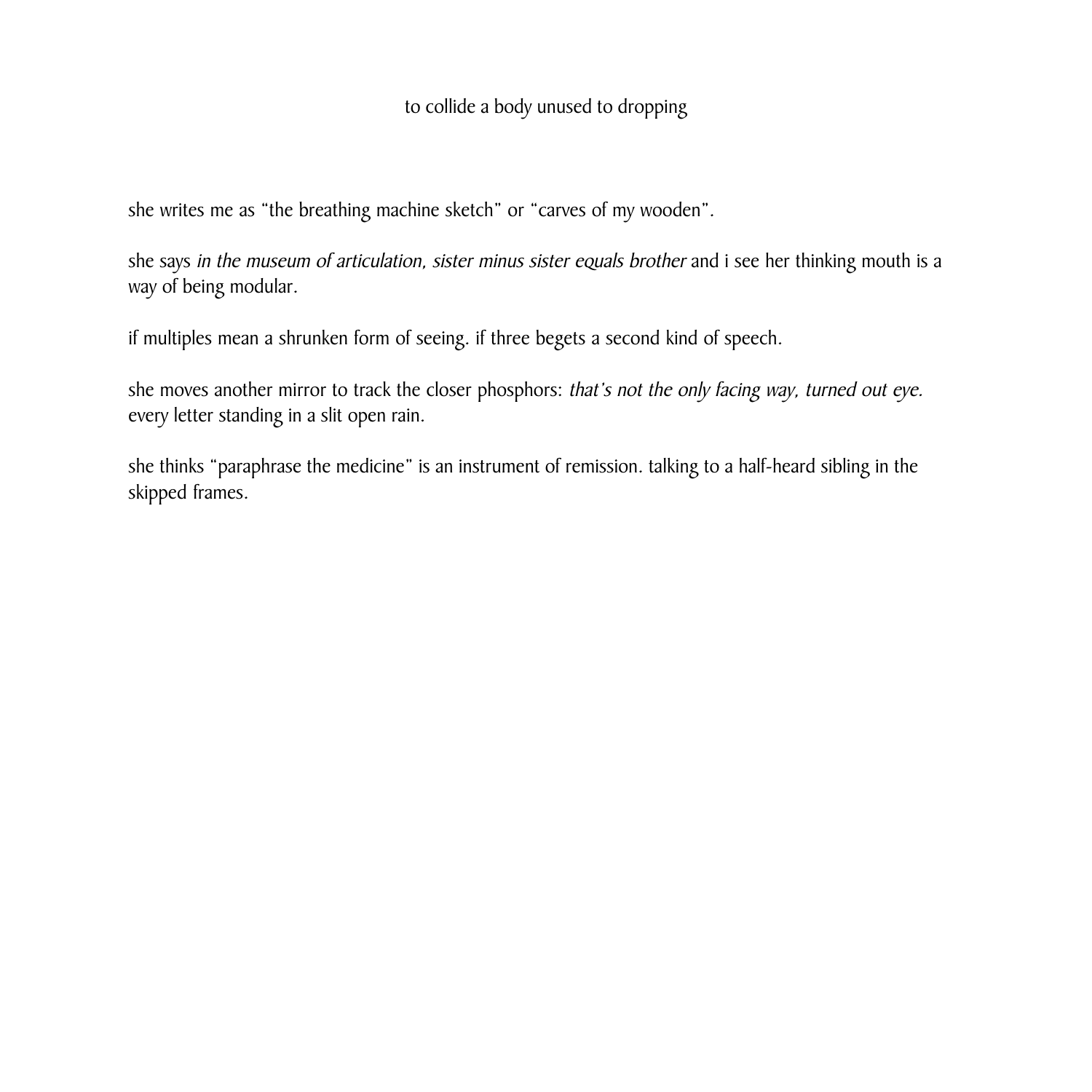# to collide a body unused to dropping

she writes me as “the breathing machine sketch” or “carves of my wooden”.

she says *in the museum of articulation, sister minus sister equals brother* and i see her thinking mouth is a way of being modular.

if multiples mean a shrunken form of seeing. if three begets a second kind of speech.

she moves another mirror to track the closer phosphors: *that’s not the only facing way, turned out eye.* every letter standing in a slit open rain.

she thinks “paraphrase the medicine” is an instrument of remission. talking to a half-heard sibling in the skipped frames.